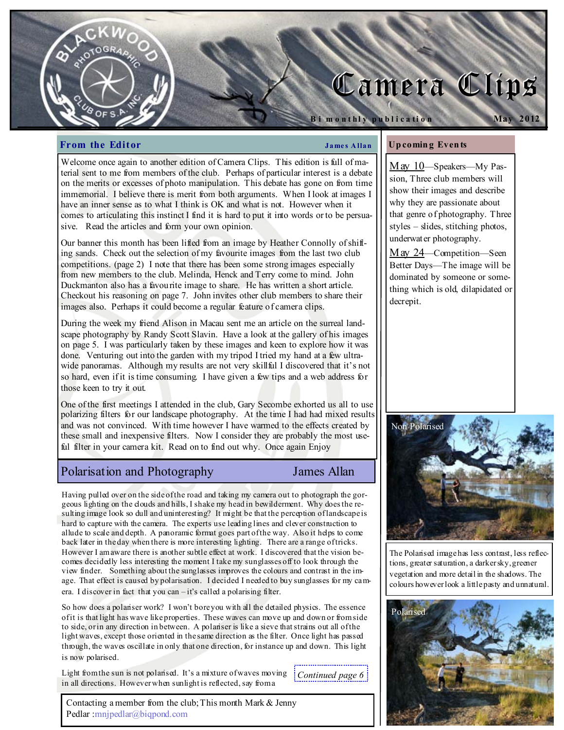# Camera Clips

Bi monthly publication — May 2012

## From the Editor

**James Allan**

Welcome once again to another edition of Camera Clips. This edition is full of material sent to me from members of the club. Perhaps of particular interest is a debate on the merits or excesses of photo manipulation. This debate has gone on from time immemorial. I believe there is merit from both arguments. When I look at images I have an inner sense as to what I think is OK and what is not. However when it comes to articulating this instinct I find it is hard to put it into words or to be persuasive. Read the articles and form your own opinion.

Our banner this month has been lifted from an image by Heather Connolly of shifting sands. Check out the selection of my favourite images from the last two club competitions. (page 2) I note that there has been some strong images especially from new members to the club. Melinda, Henck and Terry come to mind. John Duckmanton also has a favourite image to share. He has written a short article. Checkout his reasoning on page 7. John invites other club members to share their images also. Perhaps it could become a regular feature of camera clips.

During the week my friend Alison in Macau sent me an article on the surreal landscape photography by Randy Scott Slavin. Have a look at the gallery of his images on page 5. I was particularly taken by these images and keen to explore how it was done. Venturing out into the garden with my tripod I tried my hand at a few ultra-wide panoramas. Although my results are not very skillful I discovered that it's not so hard, even if it is time consuming. I have given a few tips and a web address for those keen to try it out.

One of the first meetings I attended in the club, Gary Secombe exhorted us all to use polarizing filters for our landscape photography. At the time I had had mixed results and was not convinced. With time however I have warmed to the effects created by these small and inexpensive filters. Now I consider they are probably the most useful filter in your camera kit. Read on to find out why. Once again Enjoy

## Upcoming Events

May 10—Speakers—My Passion, Three club members will show their images and describe why they are passionate about that genre of photography. Three styles – slides, stitching photos, underwater photography.

May 24—Competition—Seen Better Days—The image will be dominated by someone or something which is old, dilapidated or decrepit.

## Polarisation and Photography

**James Allan**

Having pulled over on the side of the road and taking my camera out to photograph the gorgeous lighting on the clouds and hills, I shake my head in bewilderment. Why does the resulting image look so dull and uninteresting? It might be that the perception of landscape is hard to capture with the camera. The experts use leading lines and clever construction to allude to scale and depth. A panoramic format goes part of the way. Also it helps to come back later in the day when there is more interesting lighting. There are a range of tricks. However I am aware there is another subtle effect at work. I discovered that the vision becomes decidedly less interesting the moment I take my sunglasses off to look through the view finder. Something about the sunglasses improves the colours and contrast in the image. That effect is caused by polarisation. I decided I needed to buy sunglasses for my camera. I discover in fact that you can – it's called a polarising filter.

So how does a polariser work? I won't bore you with all the detailed physics. The essence of it is that light has wave like properties. These waves can move up and down or from side to side, or in any direction in between. A polariser is like a sieve that strains out all of the light waves, except those oriented in the same direction as the filter. Once light has passed through, the waves oscillate in only that one direction, for instance up and down. This light is now polarised.

Light from the sun is not polarised. It's a mixture of waves moving in all directions. However when sunlight is reflected, say from a

*Continued page 6*

Non Polarised

The Polarised image has less contrast, less reflections, greater saturation, a darker sky, greener vegetation and more detail in the shadows. The colours however look a little pasty and unnatural.

Polarised

Contacting a member from the club; This month Mark & Jenny Pedlar :mnjpedlar@biqpond.com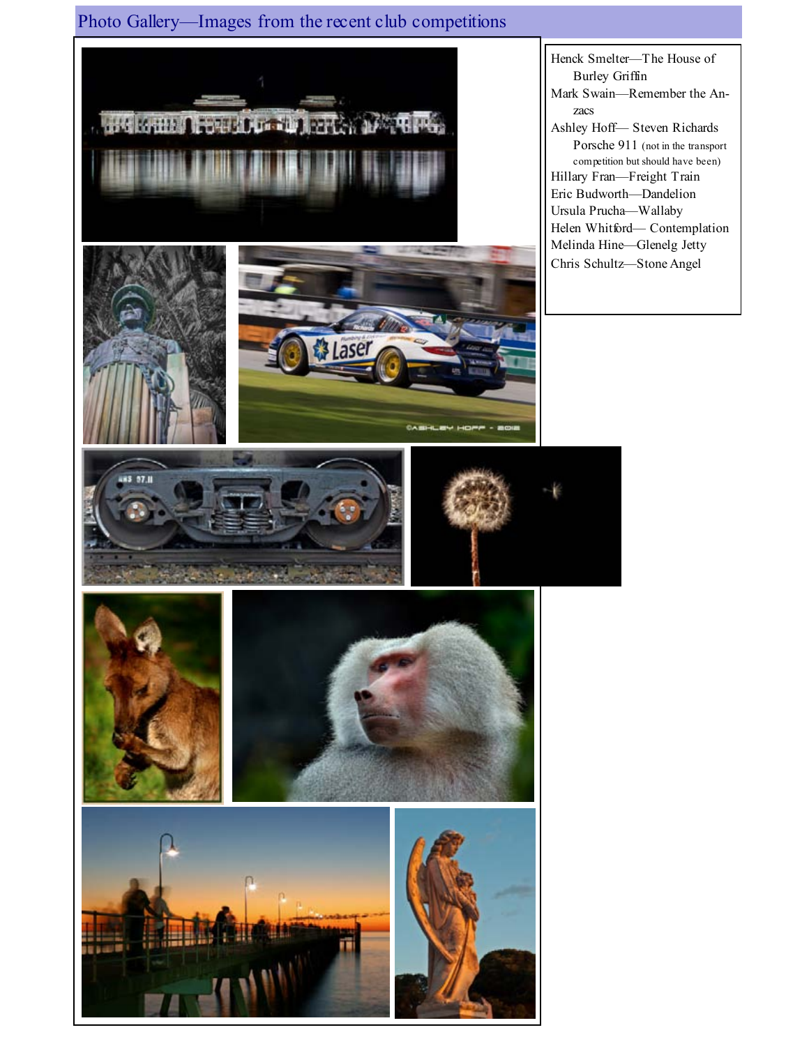# Photo Gallery—Images from the recent club competitions

Henck Smelter—The House of Burley Griffin

Mark Swain—Remember the Anzacs

Ashley Hoff— Steven Richards Porsche 911 (not in the transport competition but should have been)

Hillary Fran—Freight Train

Eric Budworth—Dandelion

Ursula Prucha—Wallaby

Helen Whitford— Contemplation

Melinda Hine—Glenelg Jetty

Chris Schultz—Stone Angel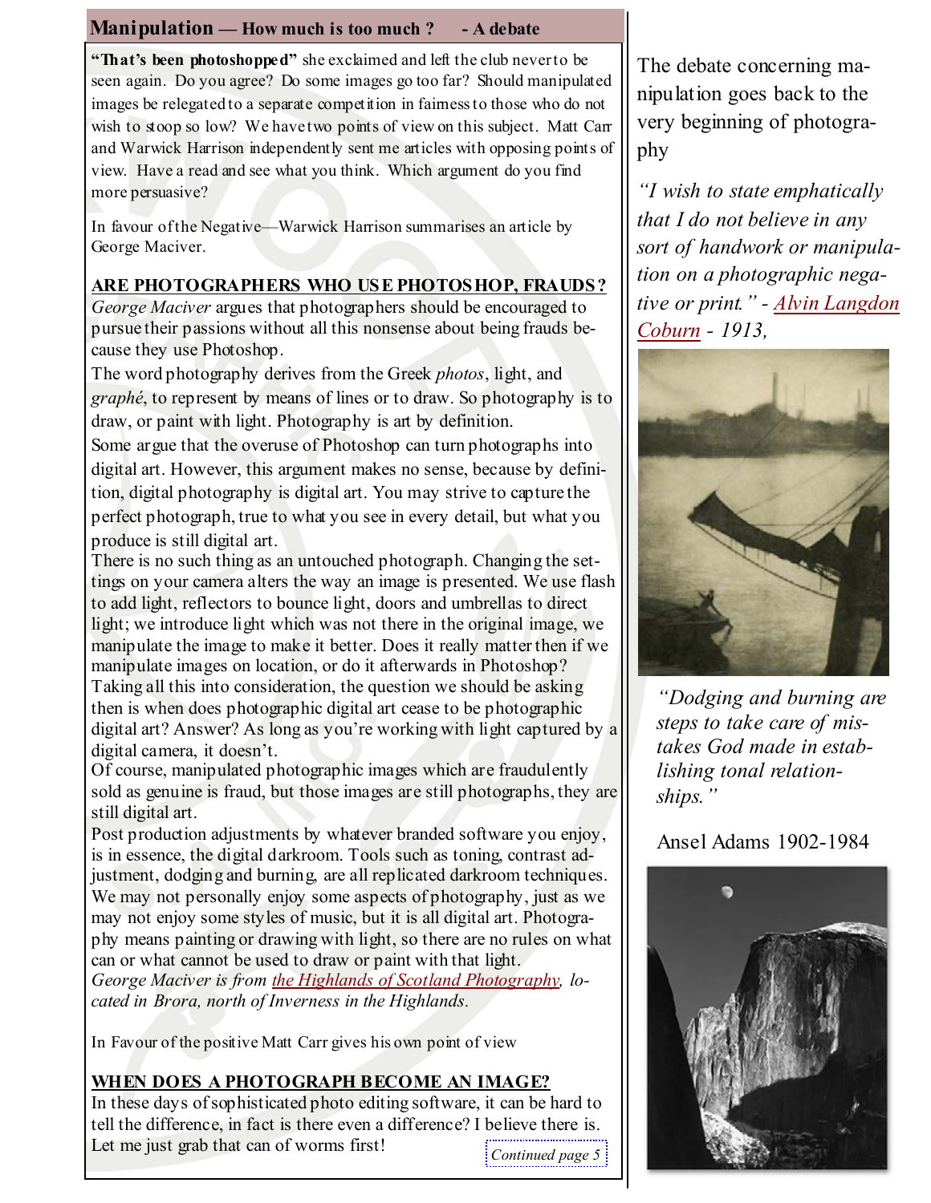## Manipulation — How much is too much ? - A debate

**"That's been photoshopped"** she exclaimed and left the club never to be seen again. Do you agree? Do some images go too far? Should manipulated images be relegated to a separate competition in fairness to those who do not wish to stoop so low? We have two points of view on this subject. Matt Carr and Warwick Harrison independently sent me articles with opposing points of view. Have a read and see what you think. Which argument do you find more persuasive?

In favour of the Negative—Warwick Harrison summarises an article by George Maciver.

### ARE PHOTOGRAPHERS WHO USE PHOTOSHOP, FRAUDS?

*George Maciver* argues that photographers should be encouraged to pursue their passions without all this nonsense about being frauds because they use Photoshop.

The word photography derives from the Greek *photos*, light, and *graphé*, to represent by means of lines or to draw. So photography is to draw, or paint with light. Photography is art by definition.

Some argue that the overuse of Photoshop can turn photographs into digital art. However, this argument makes no sense, because by definition, digital photography is digital art. You may strive to capture the perfect photograph, true to what you see in every detail, but what you produce is still digital art.

There is no such thing as an untouched photograph. Changing the settings on your camera alters the way an image is presented. We use flash to add light, reflectors to bounce light, doors and umbrellas to direct light; we introduce light which was not there in the original image, we manipulate the image to make it better. Does it really matter then if we manipulate images on location, or do it afterwards in Photoshop?

Taking all this into consideration, the question we should be asking then is when does photographic digital art cease to be photographic digital art? Answer? As long as you're working with light captured by a digital camera, it doesn't.

Of course, manipulated photographic images which are fraudulently sold as genuine is fraud, but those images are still photographs, they are still digital art.

Post production adjustments by whatever branded software you enjoy, is in essence, the digital darkroom. Tools such as toning, contrast adjustment, dodging and burning, are all replicated darkroom techniques. We may not personally enjoy some aspects of photography, just as we may not enjoy some styles of music, but it is all digital art. Photography means painting or drawing with light, so there are no rules on what can or what cannot be used to draw or paint with that light.

*George Maciver is from the Highlands of Scotland Photography, located in Brora, north of Inverness in the Highlands.*

In Favour of the positive Matt Carr gives his own point of view

### WHEN DOES A PHOTOGRAPH BECOME AN IMAGE?

In these days of sophisticated photo editing software, it can be hard to tell the difference, in fact is there even a difference? I believe there is. Let me just grab that can of worms first!

*Continued page 5*

The debate concerning manipulation goes back to the very beginning of photography

*"I wish to state emphatically that I do not believe in any sort of handwork or manipulation on a photographic negative or print." - Alvin Langdon Coburn - 1913,*

*"Dodging and burning are steps to take care of mistakes God made in establishing tonal relationships."*

Ansel Adams 1902-1984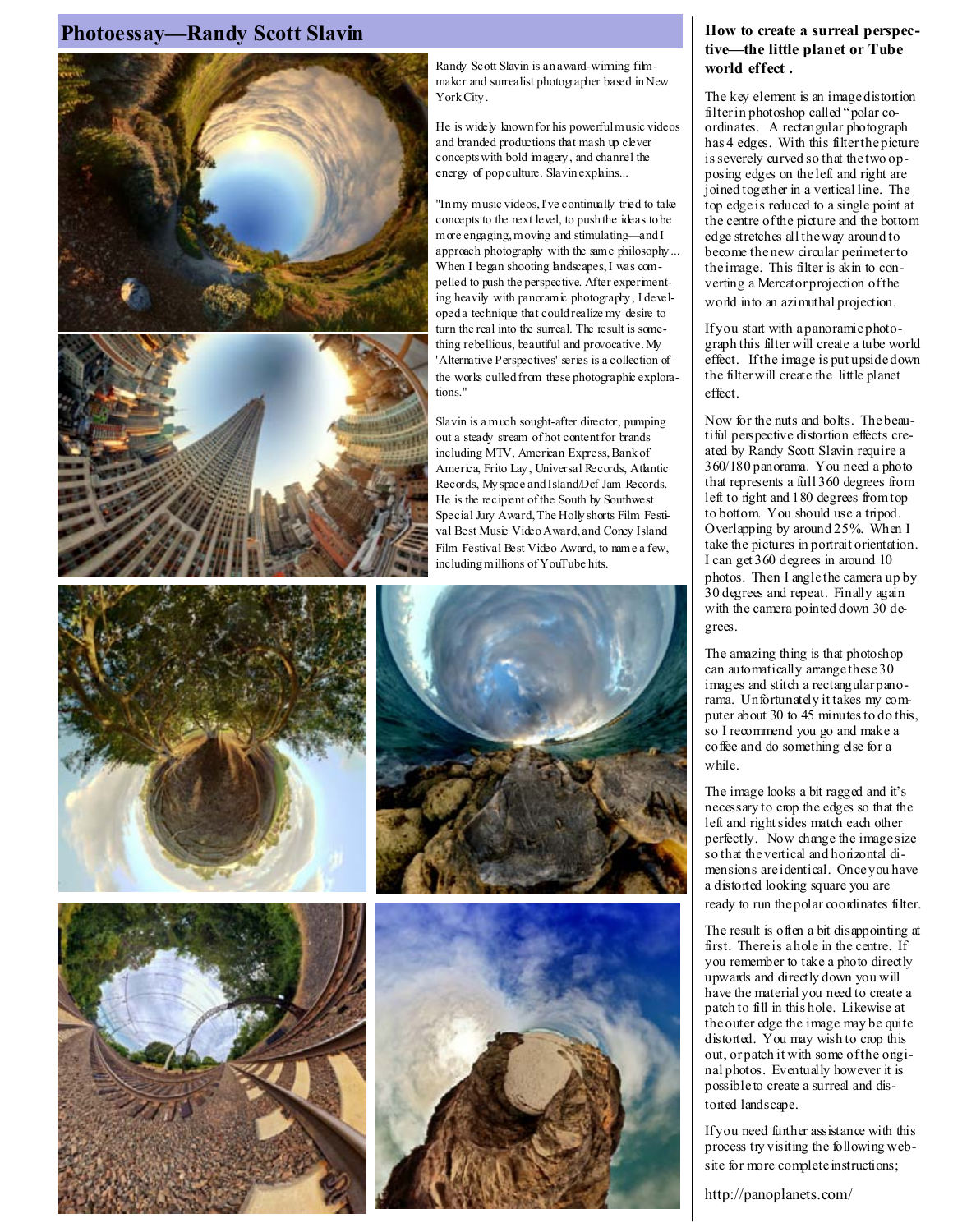## Photoessay—Randy Scott Slavin

Randy Scott Slavin is an award-winning filmmaker and surrealist photographer based in New York City.

He is widely known for his powerful music videos and branded productions that mash up clever concepts with bold imagery, and channel the energy of pop culture. Slavin explains...

"In my music videos, I've continually tried to take concepts to the next level, to push the ideas to be more engaging, moving and stimulating—and I approach photography with the same philosophy... When I began shooting landscapes, I was compelled to push the perspective. After experimenting heavily with panoramic photography, I developed a technique that could realize my desire to turn the real into the surreal. The result is something rebellious, beautiful and provocative. My 'Alternative Perspectives' series is a collection of the works culled from these photographic explorations."

Slavin is a much sought-after director, pumping out a steady stream of hot content for brands including MTV, American Express, Bank of America, Frito Lay, Universal Records, Atlantic Records, Myspace and Island/Def Jam Records. He is the recipient of the South by Southwest Special Jury Award, The Hollyshorts Film Festival Best Music Video Award, and Coney Island Film Festival Best Video Award, to name a few, including millions of YouTube hits.

### How to create a surreal perspective—the little planet or Tube world effect .

The key element is an image distortion filter in photoshop called "polar co-ordinates. A rectangular photograph has 4 edges. With this filter the picture is severely curved so that the two opposing edges on the left and right are joined together in a vertical line. The top edge is reduced to a single point at the centre of the picture and the bottom edge stretches all the way around to become the new circular perimeter to the image. This filter is akin to converting a Mercator projection of the world into an azimuthal projection.

If you start with a panoramic photograph this filter will create a tube world effect. If the image is put upside down the filter will create the little planet effect.

Now for the nuts and bolts. The beautiful perspective distortion effects created by Randy Scott Slavin require a 360/180 panorama. You need a photo that represents a full 360 degrees from left to right and 180 degrees from top to bottom. You should use a tripod. Overlapping by around 25%. When I take the pictures in portrait orientation. I can get 360 degrees in around 10 photos. Then I angle the camera up by 30 degrees and repeat. Finally again with the camera pointed down 30 degrees.

The amazing thing is that photoshop can automatically arrange these 30 images and stitch a rectangular panorama. Unfortunately it takes my computer about 30 to 45 minutes to do this, so I recommend you go and make a coffee and do something else for a while.

The image looks a bit ragged and it's necessary to crop the edges so that the left and right sides match each other perfectly. Now change the image size so that the vertical and horizontal dimensions are identical. Once you have a distorted looking square you are ready to run the polar coordinates filter.

The result is often a bit disappointing at first. There is a hole in the centre. If you remember to take a photo directly upwards and directly down you will have the material you need to create a patch to fill in this hole. Likewise at the outer edge the image may be quite distorted. You may wish to crop this out, or patch it with some of the original photos. Eventually however it is possible to create a surreal and distorted landscape.

If you need further assistance with this process try visiting the following website for more complete instructions;

http://panoplanets.com/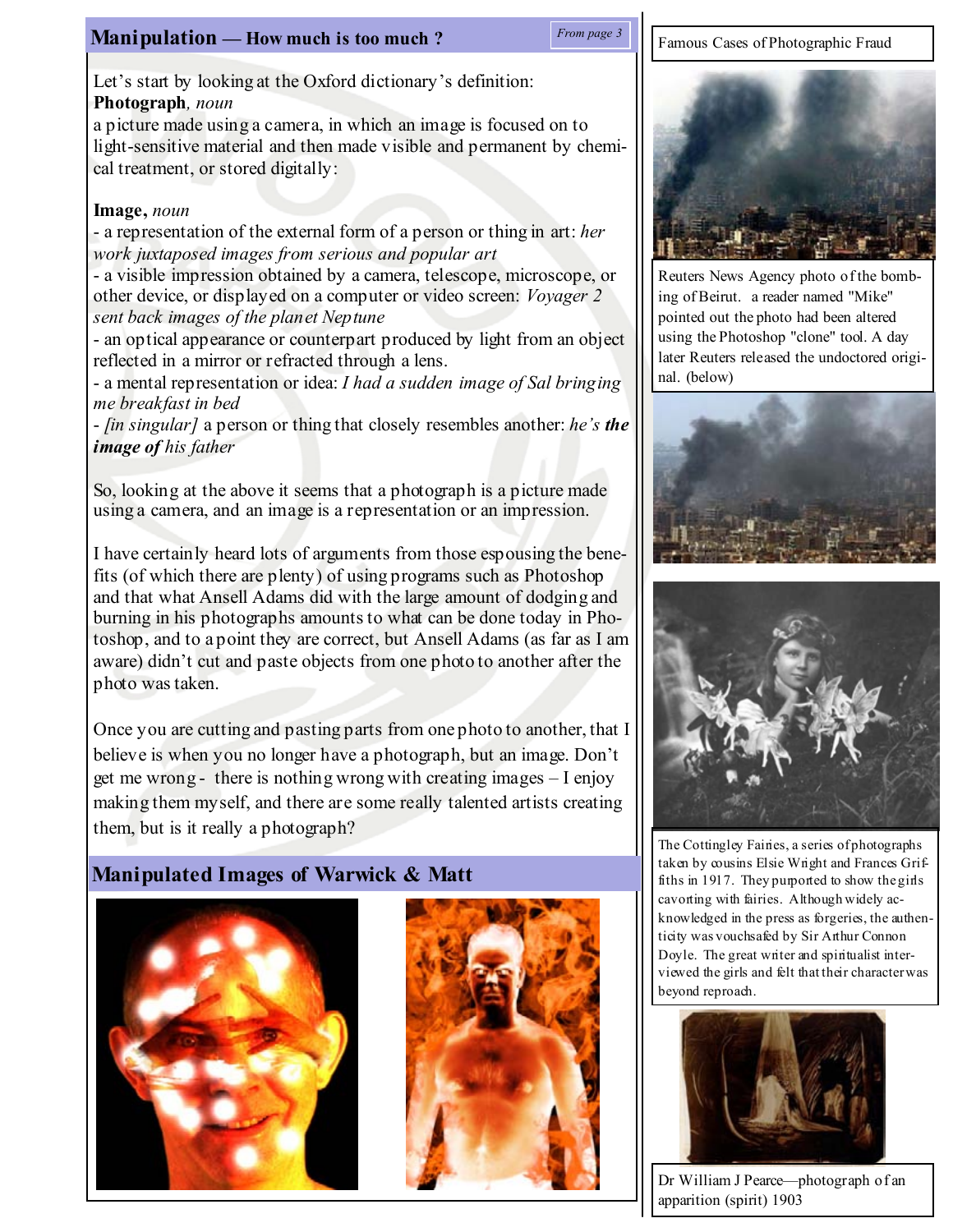## Manipulation — How much is too much ?

*From page 3*

Let's start by looking at the Oxford dictionary's definition:

**Photograph***, noun*

a picture made using a camera, in which an image is focused on to light-sensitive material and then made visible and permanent by chemical treatment, or stored digitally:

**Image,** *noun*

- a representation of the external form of a person or thing in art: *her work juxtaposed images from serious and popular art*
- a visible impression obtained by a camera, telescope, microscope, or other device, or displayed on a computer or video screen: *Voyager 2 sent back images of the planet Neptune*
- an optical appearance or counterpart produced by light from an object reflected in a mirror or refracted through a lens.
- a mental representation or idea: *I had a sudden image of Sal bringing me breakfast in bed*
- *[in singular]* a person or thing that closely resembles another: *he's* ***the image of*** *his father*

So, looking at the above it seems that a photograph is a picture made using a camera, and an image is a representation or an impression.

I have certainly heard lots of arguments from those espousing the benefits (of which there are plenty) of using programs such as Photoshop and that what Ansell Adams did with the large amount of dodging and burning in his photographs amounts to what can be done today in Photoshop, and to a point they are correct, but Ansell Adams (as far as I am aware) didn't cut and paste objects from one photo to another after the photo was taken.

Once you are cutting and pasting parts from one photo to another, that I believe is when you no longer have a photograph, but an image. Don't get me wrong - there is nothing wrong with creating images – I enjoy making them myself, and there are some really talented artists creating them, but is it really a photograph?

## Manipulated Images of Warwick & Matt

## Famous Cases of Photographic Fraud

Reuters News Agency photo of the bombing of Beirut. a reader named "Mike" pointed out the photo had been altered using the Photoshop "clone" tool. A day later Reuters released the undoctored original. (below)

The Cottingley Fairies, a series of photographs taken by cousins Elsie Wright and Frances Griffiths in 1917. They purported to show the girls cavorting with fairies. Although widely acknowledged in the press as forgeries, the authenticity was vouchsafed by Sir Arthur Connon Doyle. The great writer and spiritualist interviewed the girls and felt that their character was beyond reproach.

Dr William J Pearce—photograph of an apparition (spirit) 1903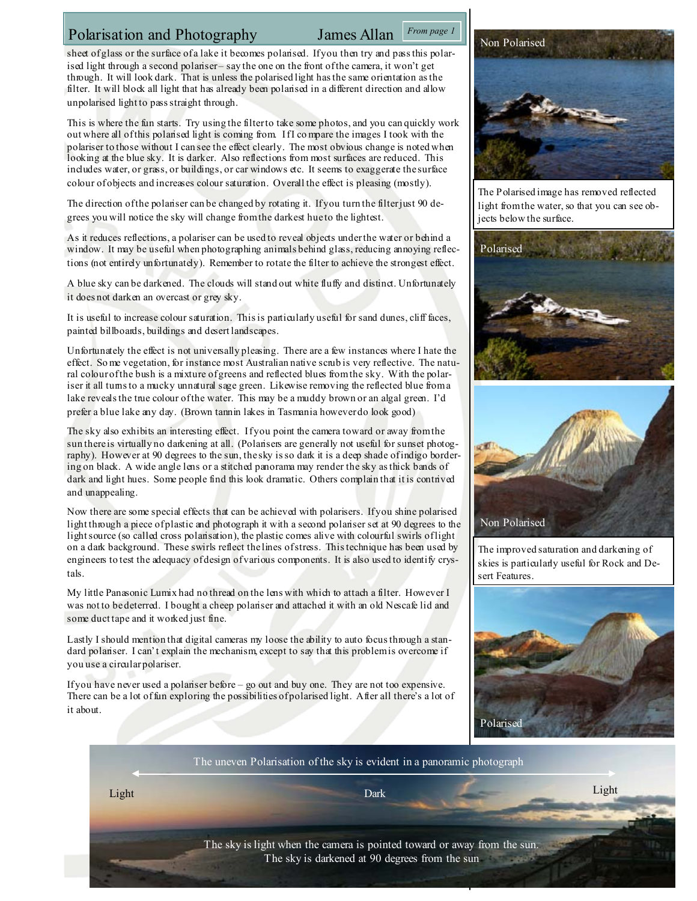# Polarisation and Photography

James Allan

*From page 1*

sheet of glass or the surface of a lake it becomes polarised. If you then try and pass this polarised light through a second polariser – say the one on the front of the camera, it won't get through. It will look dark. That is unless the polarised light has the same orientation as the filter. It will block all light that has already been polarised in a different direction and allow unpolarised light to pass straight through.

This is where the fun starts. Try using the filter to take some photos, and you can quickly work out where all of this polarised light is coming from. If I compare the images I took with the polariser to those without I can see the effect clearly. The most obvious change is noted when looking at the blue sky. It is darker. Also reflections from most surfaces are reduced. This includes water, or grass, or buildings, or car windows etc. It seems to exaggerate the surface colour of objects and increases colour saturation. Overall the effect is pleasing (mostly).

The direction of the polariser can be changed by rotating it. If you turn the filter just 90 degrees you will notice the sky will change from the darkest hue to the lightest.

As it reduces reflections, a polariser can be used to reveal objects under the water or behind a window. It may be useful when photographing animals behind glass, reducing annoying reflections (not entirely unfortunately). Remember to rotate the filter to achieve the strongest effect.

A blue sky can be darkened. The clouds will stand out white fluffy and distinct. Unfortunately it does not darken an overcast or grey sky.

It is useful to increase colour saturation. This is particularly useful for sand dunes, cliff faces, painted billboards, buildings and desert landscapes.

Unfortunately the effect is not universally pleasing. There are a few instances where I hate the effect. Some vegetation, for instance most Australian native scrub is very reflective. The natural colour of the bush is a mixture of greens and reflected blues from the sky. With the polariser it all turns to a mucky unnatural sage green. Likewise removing the reflected blue from a lake reveals the true colour of the water. This may be a muddy brown or an algal green. I'd prefer a blue lake any day. (Brown tannin lakes in Tasmania however do look good)

The sky also exhibits an interesting effect. If you point the camera toward or away from the sun there is virtually no darkening at all. (Polarisers are generally not useful for sunset photography). However at 90 degrees to the sun, the sky is so dark it is a deep shade of indigo bordering on black. A wide angle lens or a stitched panorama may render the sky as thick bands of dark and light hues. Some people find this look dramatic. Others complain that it is contrived and unappealing.

Now there are some special effects that can be achieved with polarisers. If you shine polarised light through a piece of plastic and photograph it with a second polariser set at 90 degrees to the light source (so called cross polarisation), the plastic comes alive with colourful swirls of light on a dark background. These swirls reflect the lines of stress. This technique has been used by engineers to test the adequacy of design of various components. It is also used to identify crystals.

My little Panasonic Lumix had no thread on the lens with which to attach a filter. However I was not to be deterred. I bought a cheep polariser and attached it with an old Nescafe lid and some duct tape and it worked just fine.

Lastly I should mention that digital cameras my loose the ability to auto focus through a standard polariser. I can't explain the mechanism, except to say that this problem is overcome if you use a circular polariser.

If you have never used a polariser before – go out and buy one. They are not too expensive. There can be a lot of fun exploring the possibilities of polarised light. After all there's a lot of it about.

Non Polarised

The Polarised image has removed reflected light from the water, so that you can see objects below the surface.

Polarised

Non Polarised

The improved saturation and darkening of skies is particularly useful for Rock and Desert Features.

Polarised

The uneven Polarisation of the sky is evident in a panoramic photograph

Light — Dark — Light

The sky is light when the camera is pointed toward or away from the sun.
The sky is darkened at 90 degrees from the sun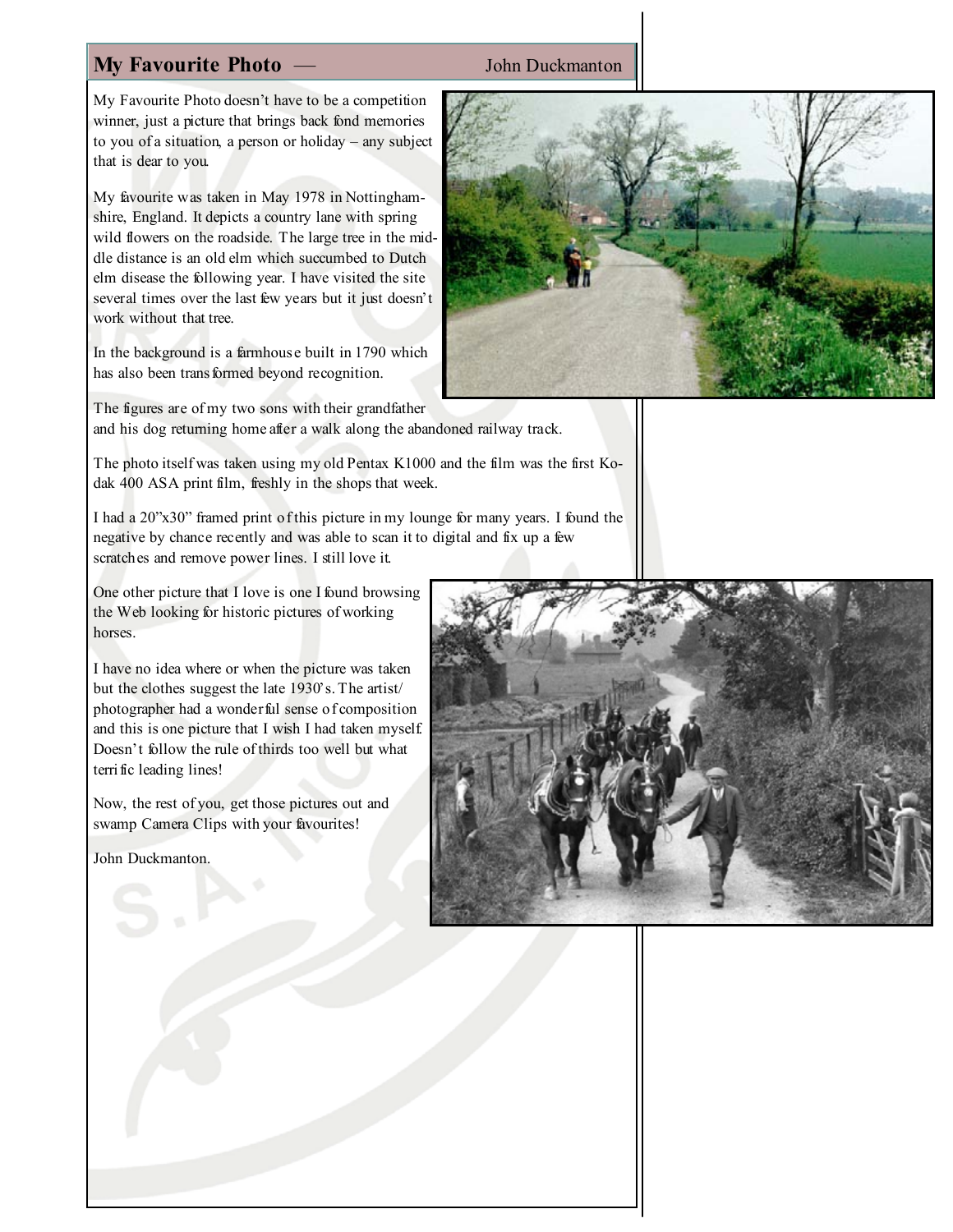## My Favourite Photo — John Duckmanton

My Favourite Photo doesn't have to be a competition winner, just a picture that brings back fond memories to you of a situation, a person or holiday – any subject that is dear to you.

My favourite was taken in May 1978 in Nottinghamshire, England. It depicts a country lane with spring wild flowers on the roadside. The large tree in the middle distance is an old elm which succumbed to Dutch elm disease the following year. I have visited the site several times over the last few years but it just doesn't work without that tree.

In the background is a farmhouse built in 1790 which has also been transformed beyond recognition.

The figures are of my two sons with their grandfather and his dog returning home after a walk along the abandoned railway track.

The photo itself was taken using my old Pentax K1000 and the film was the first Kodak 400 ASA print film, freshly in the shops that week.

I had a 20"x30" framed print of this picture in my lounge for many years. I found the negative by chance recently and was able to scan it to digital and fix up a few scratches and remove power lines. I still love it.

One other picture that I love is one I found browsing the Web looking for historic pictures of working horses.

I have no idea where or when the picture was taken but the clothes suggest the late 1930's. The artist/photographer had a wonderful sense of composition and this is one picture that I wish I had taken myself. Doesn't follow the rule of thirds too well but what terrific leading lines!

Now, the rest of you, get those pictures out and swamp Camera Clips with your favourites!

John Duckmanton.